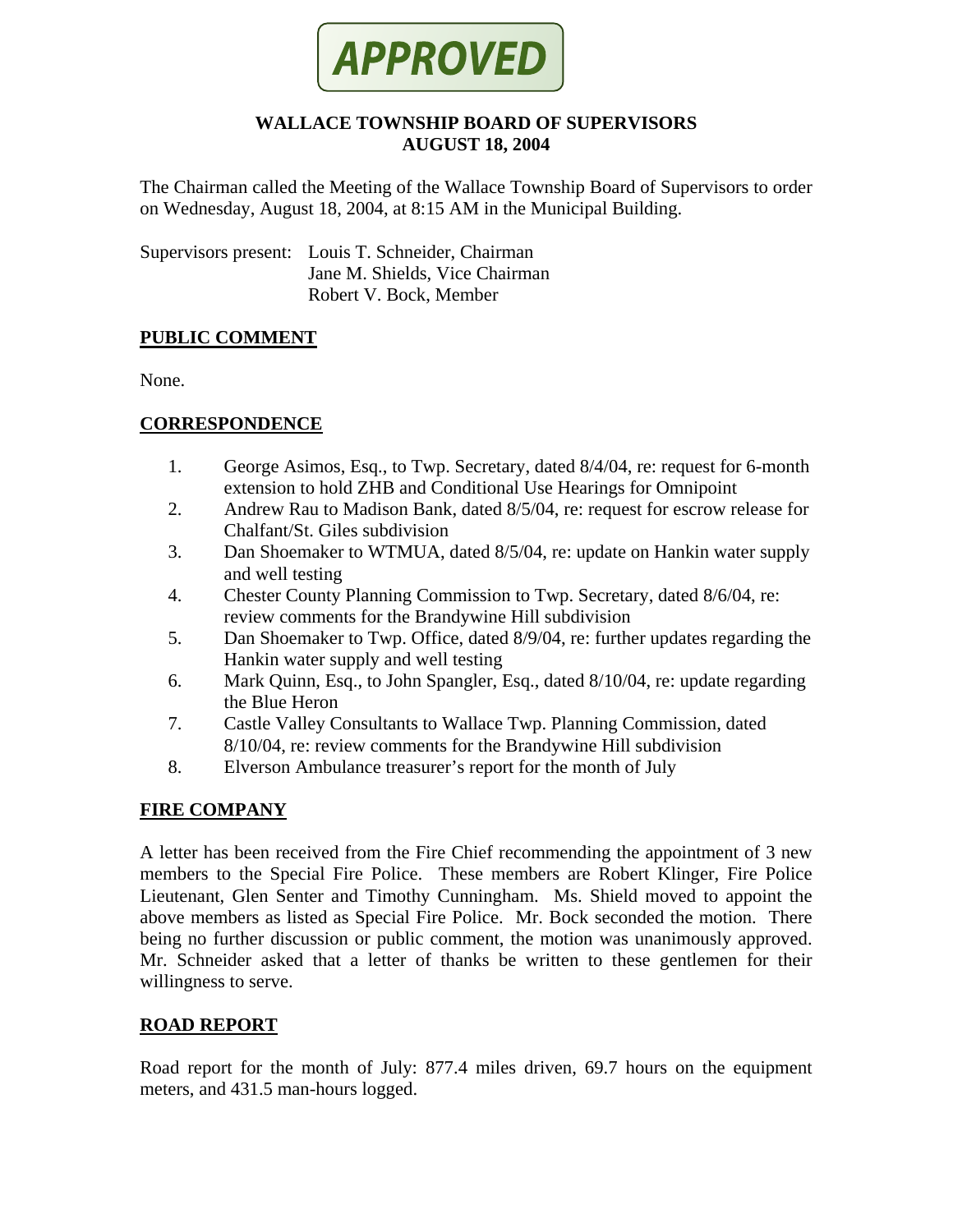**APPROVED**

# WALLACE TOWNSHIP BOARD OF SUPERVISORS
## AUGUST 18, 2004

The Chairman called the Meeting of the Wallace Township Board of Supervisors to order on Wednesday, August 18, 2004, at 8:15 AM in the Municipal Building.

Supervisors present: Louis T. Schneider, Chairman
Jane M. Shields, Vice Chairman
Robert V. Bock, Member

## PUBLIC COMMENT

None.

## CORRESPONDENCE

1. George Asimos, Esq., to Twp. Secretary, dated 8/4/04, re: request for 6-month extension to hold ZHB and Conditional Use Hearings for Omnipoint
2. Andrew Rau to Madison Bank, dated 8/5/04, re: request for escrow release for Chalfant/St. Giles subdivision
3. Dan Shoemaker to WTMUA, dated 8/5/04, re: update on Hankin water supply and well testing
4. Chester County Planning Commission to Twp. Secretary, dated 8/6/04, re: review comments for the Brandywine Hill subdivision
5. Dan Shoemaker to Twp. Office, dated 8/9/04, re: further updates regarding the Hankin water supply and well testing
6. Mark Quinn, Esq., to John Spangler, Esq., dated 8/10/04, re: update regarding the Blue Heron
7. Castle Valley Consultants to Wallace Twp. Planning Commission, dated 8/10/04, re: review comments for the Brandywine Hill subdivision
8. Elverson Ambulance treasurer's report for the month of July

## FIRE COMPANY

A letter has been received from the Fire Chief recommending the appointment of 3 new members to the Special Fire Police. These members are Robert Klinger, Fire Police Lieutenant, Glen Senter and Timothy Cunningham. Ms. Shield moved to appoint the above members as listed as Special Fire Police. Mr. Bock seconded the motion. There being no further discussion or public comment, the motion was unanimously approved. Mr. Schneider asked that a letter of thanks be written to these gentlemen for their willingness to serve.

## ROAD REPORT

Road report for the month of July: 877.4 miles driven, 69.7 hours on the equipment meters, and 431.5 man-hours logged.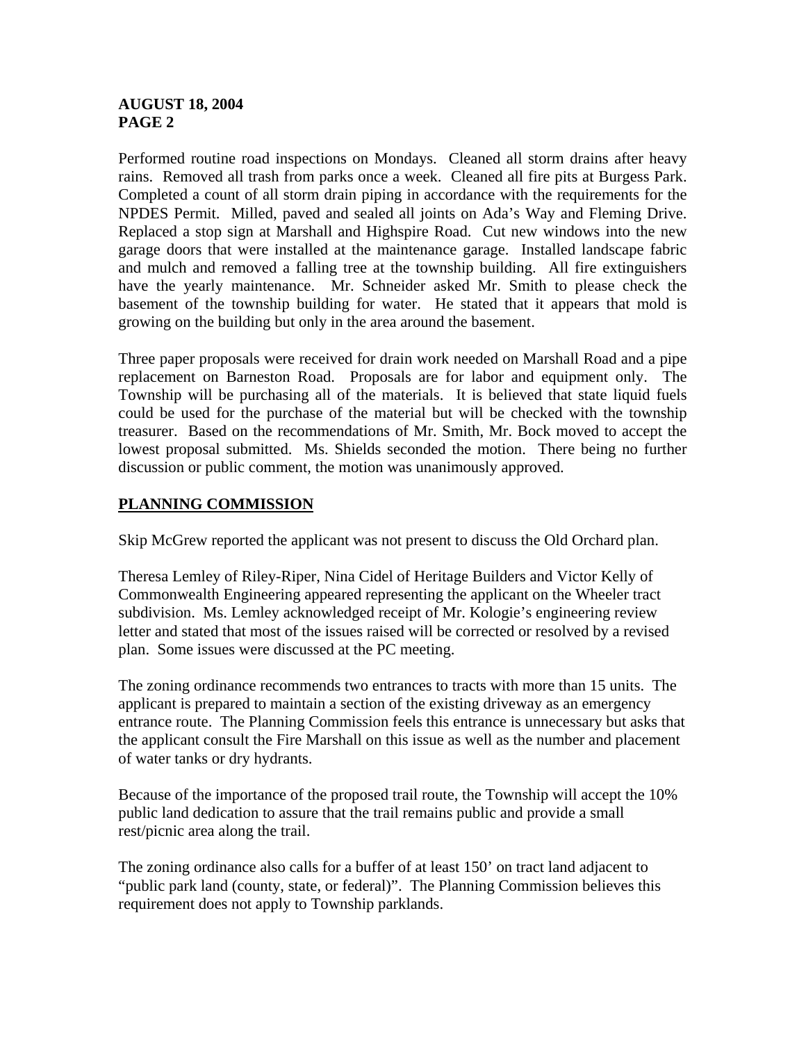Performed routine road inspections on Mondays. Cleaned all storm drains after heavy rains. Removed all trash from parks once a week. Cleaned all fire pits at Burgess Park. Completed a count of all storm drain piping in accordance with the requirements for the NPDES Permit. Milled, paved and sealed all joints on Ada's Way and Fleming Drive. Replaced a stop sign at Marshall and Highspire Road. Cut new windows into the new garage doors that were installed at the maintenance garage. Installed landscape fabric and mulch and removed a falling tree at the township building. All fire extinguishers have the yearly maintenance. Mr. Schneider asked Mr. Smith to please check the basement of the township building for water. He stated that it appears that mold is growing on the building but only in the area around the basement.

Three paper proposals were received for drain work needed on Marshall Road and a pipe replacement on Barneston Road. Proposals are for labor and equipment only. The Township will be purchasing all of the materials. It is believed that state liquid fuels could be used for the purchase of the material but will be checked with the township treasurer. Based on the recommendations of Mr. Smith, Mr. Bock moved to accept the lowest proposal submitted. Ms. Shields seconded the motion. There being no further discussion or public comment, the motion was unanimously approved.

## PLANNING COMMISSION

Skip McGrew reported the applicant was not present to discuss the Old Orchard plan.

Theresa Lemley of Riley-Riper, Nina Cidel of Heritage Builders and Victor Kelly of Commonwealth Engineering appeared representing the applicant on the Wheeler tract subdivision. Ms. Lemley acknowledged receipt of Mr. Kologie's engineering review letter and stated that most of the issues raised will be corrected or resolved by a revised plan. Some issues were discussed at the PC meeting.

The zoning ordinance recommends two entrances to tracts with more than 15 units. The applicant is prepared to maintain a section of the existing driveway as an emergency entrance route. The Planning Commission feels this entrance is unnecessary but asks that the applicant consult the Fire Marshall on this issue as well as the number and placement of water tanks or dry hydrants.

Because of the importance of the proposed trail route, the Township will accept the 10% public land dedication to assure that the trail remains public and provide a small rest/picnic area along the trail.

The zoning ordinance also calls for a buffer of at least 150' on tract land adjacent to "public park land (county, state, or federal)". The Planning Commission believes this requirement does not apply to Township parklands.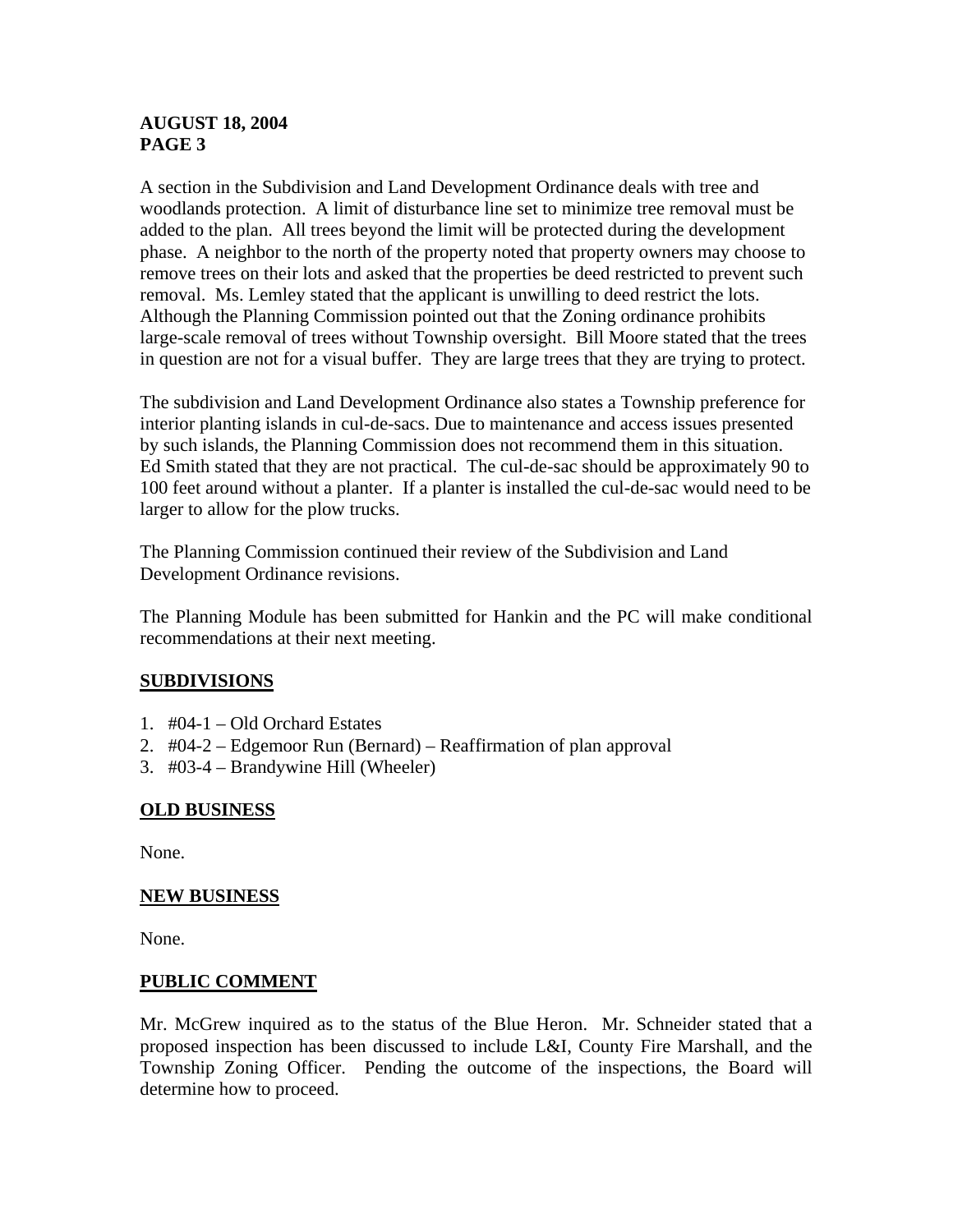A section in the Subdivision and Land Development Ordinance deals with tree and woodlands protection. A limit of disturbance line set to minimize tree removal must be added to the plan. All trees beyond the limit will be protected during the development phase. A neighbor to the north of the property noted that property owners may choose to remove trees on their lots and asked that the properties be deed restricted to prevent such removal. Ms. Lemley stated that the applicant is unwilling to deed restrict the lots. Although the Planning Commission pointed out that the Zoning ordinance prohibits large-scale removal of trees without Township oversight. Bill Moore stated that the trees in question are not for a visual buffer. They are large trees that they are trying to protect.

The subdivision and Land Development Ordinance also states a Township preference for interior planting islands in cul-de-sacs. Due to maintenance and access issues presented by such islands, the Planning Commission does not recommend them in this situation. Ed Smith stated that they are not practical. The cul-de-sac should be approximately 90 to 100 feet around without a planter. If a planter is installed the cul-de-sac would need to be larger to allow for the plow trucks.

The Planning Commission continued their review of the Subdivision and Land Development Ordinance revisions.

The Planning Module has been submitted for Hankin and the PC will make conditional recommendations at their next meeting.

## SUBDIVISIONS

1. #04-1 – Old Orchard Estates
2. #04-2 – Edgemoor Run (Bernard) – Reaffirmation of plan approval
3. #03-4 – Brandywine Hill (Wheeler)

## OLD BUSINESS

None.

## NEW BUSINESS

None.

## PUBLIC COMMENT

Mr. McGrew inquired as to the status of the Blue Heron. Mr. Schneider stated that a proposed inspection has been discussed to include L&I, County Fire Marshall, and the Township Zoning Officer. Pending the outcome of the inspections, the Board will determine how to proceed.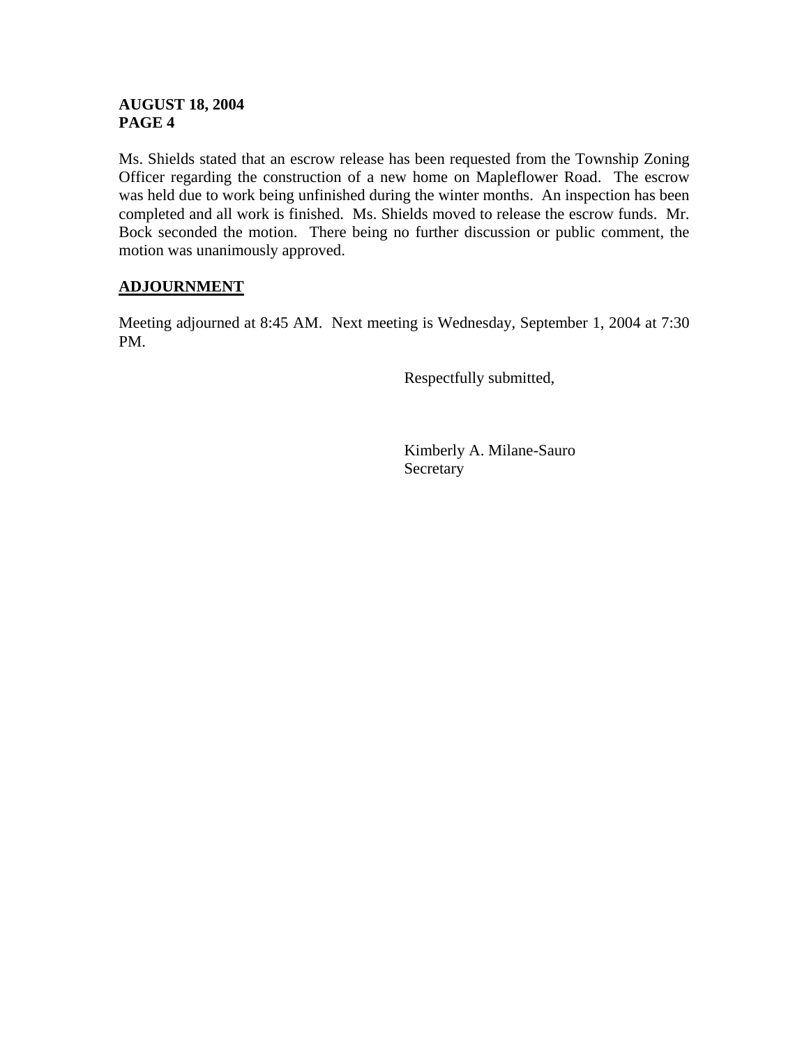Ms. Shields stated that an escrow release has been requested from the Township Zoning Officer regarding the construction of a new home on Mapleflower Road. The escrow was held due to work being unfinished during the winter months. An inspection has been completed and all work is finished. Ms. Shields moved to release the escrow funds. Mr. Bock seconded the motion. There being no further discussion or public comment, the motion was unanimously approved.

## ADJOURNMENT

Meeting adjourned at 8:45 AM. Next meeting is Wednesday, September 1, 2004 at 7:30 PM.

Respectfully submitted,

Kimberly A. Milane-Sauro
Secretary